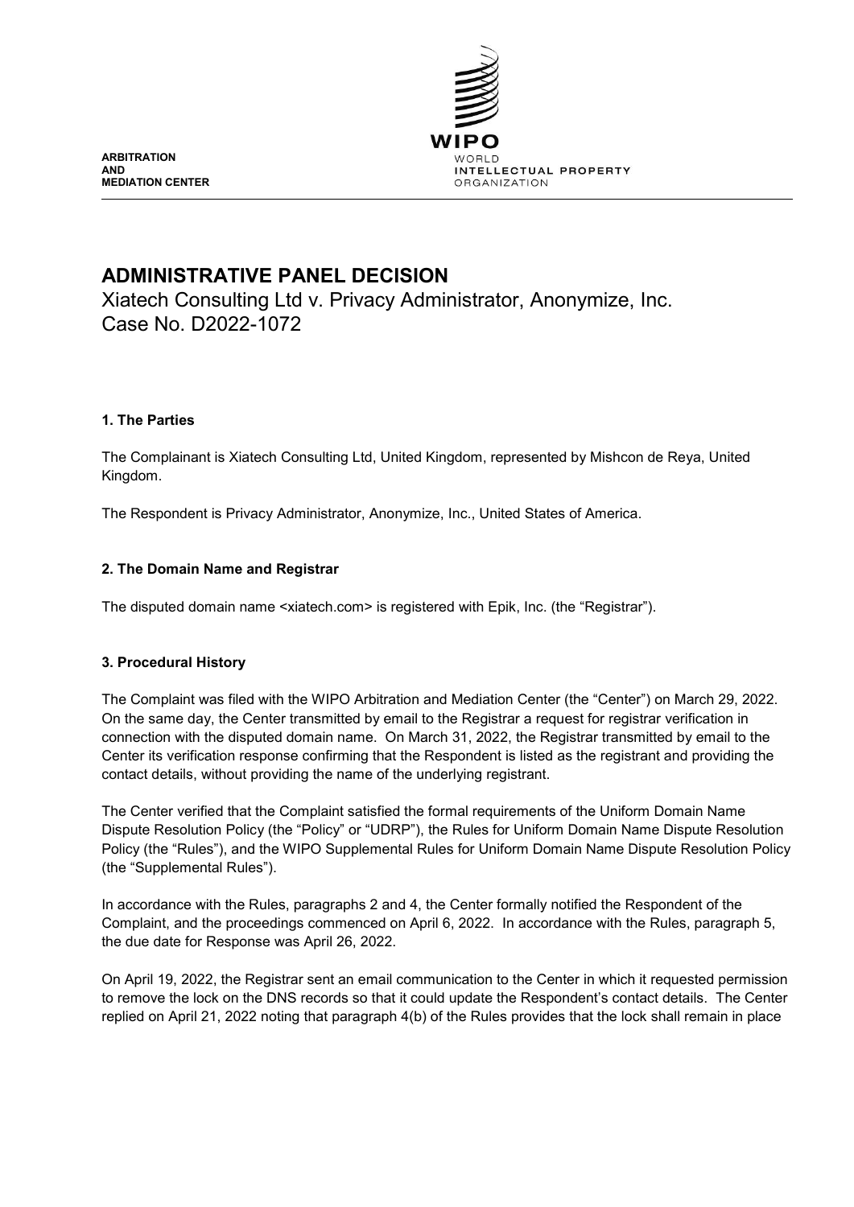ARBITRATION
AND
MEDIATION CENTER

# ADMINISTRATIVE PANEL DECISION

Xiatech Consulting Ltd v. Privacy Administrator, Anonymize, Inc.
Case No. D2022-1072

## 1. The Parties

The Complainant is Xiatech Consulting Ltd, United Kingdom, represented by Mishcon de Reya, United Kingdom.

The Respondent is Privacy Administrator, Anonymize, Inc., United States of America.

## 2. The Domain Name and Registrar

The disputed domain name <xiatech.com> is registered with Epik, Inc. (the "Registrar").

## 3. Procedural History

The Complaint was filed with the WIPO Arbitration and Mediation Center (the "Center") on March 29, 2022. On the same day, the Center transmitted by email to the Registrar a request for registrar verification in connection with the disputed domain name. On March 31, 2022, the Registrar transmitted by email to the Center its verification response confirming that the Respondent is listed as the registrant and providing the contact details, without providing the name of the underlying registrant.

The Center verified that the Complaint satisfied the formal requirements of the Uniform Domain Name Dispute Resolution Policy (the "Policy" or "UDRP"), the Rules for Uniform Domain Name Dispute Resolution Policy (the "Rules"), and the WIPO Supplemental Rules for Uniform Domain Name Dispute Resolution Policy (the "Supplemental Rules").

In accordance with the Rules, paragraphs 2 and 4, the Center formally notified the Respondent of the Complaint, and the proceedings commenced on April 6, 2022. In accordance with the Rules, paragraph 5, the due date for Response was April 26, 2022.

On April 19, 2022, the Registrar sent an email communication to the Center in which it requested permission to remove the lock on the DNS records so that it could update the Respondent's contact details. The Center replied on April 21, 2022 noting that paragraph 4(b) of the Rules provides that the lock shall remain in place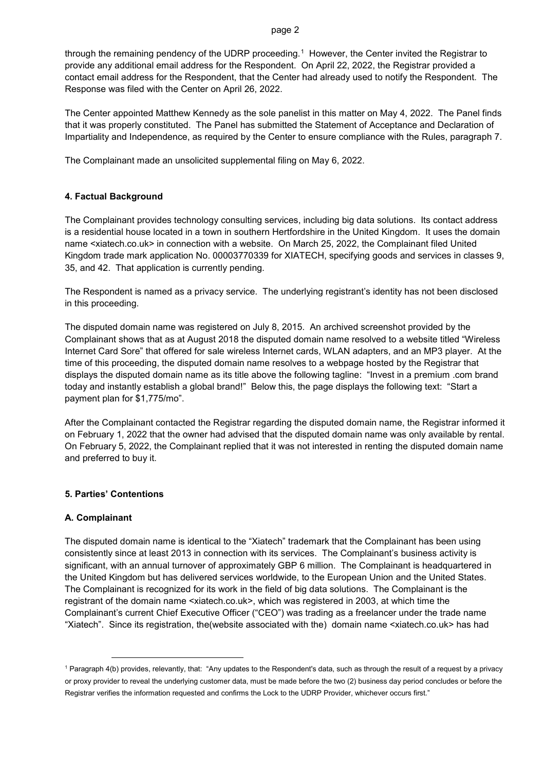through the remaining pendency of the UDRP proceeding.[1] However, the Center invited the Registrar to provide any additional email address for the Respondent. On April 22, 2022, the Registrar provided a contact email address for the Respondent, that the Center had already used to notify the Respondent. The Response was filed with the Center on April 26, 2022.

The Center appointed Matthew Kennedy as the sole panelist in this matter on May 4, 2022. The Panel finds that it was properly constituted. The Panel has submitted the Statement of Acceptance and Declaration of Impartiality and Independence, as required by the Center to ensure compliance with the Rules, paragraph 7.

The Complainant made an unsolicited supplemental filing on May 6, 2022.

## 4. Factual Background

The Complainant provides technology consulting services, including big data solutions. Its contact address is a residential house located in a town in southern Hertfordshire in the United Kingdom. It uses the domain name <xiatech.co.uk> in connection with a website. On March 25, 2022, the Complainant filed United Kingdom trade mark application No. 00003770339 for XIATECH, specifying goods and services in classes 9, 35, and 42. That application is currently pending.

The Respondent is named as a privacy service. The underlying registrant's identity has not been disclosed in this proceeding.

The disputed domain name was registered on July 8, 2015. An archived screenshot provided by the Complainant shows that as at August 2018 the disputed domain name resolved to a website titled "Wireless Internet Card Sore" that offered for sale wireless Internet cards, WLAN adapters, and an MP3 player. At the time of this proceeding, the disputed domain name resolves to a webpage hosted by the Registrar that displays the disputed domain name as its title above the following tagline: "Invest in a premium .com brand today and instantly establish a global brand!" Below this, the page displays the following text: "Start a payment plan for $1,775/mo".

After the Complainant contacted the Registrar regarding the disputed domain name, the Registrar informed it on February 1, 2022 that the owner had advised that the disputed domain name was only available by rental. On February 5, 2022, the Complainant replied that it was not interested in renting the disputed domain name and preferred to buy it.

## 5. Parties' Contentions

### A. Complainant

The disputed domain name is identical to the "Xiatech" trademark that the Complainant has been using consistently since at least 2013 in connection with its services. The Complainant's business activity is significant, with an annual turnover of approximately GBP 6 million. The Complainant is headquartered in the United Kingdom but has delivered services worldwide, to the European Union and the United States. The Complainant is recognized for its work in the field of big data solutions. The Complainant is the registrant of the domain name <xiatech.co.uk>, which was registered in 2003, at which time the Complainant's current Chief Executive Officer ("CEO") was trading as a freelancer under the trade name "Xiatech". Since its registration, the(website associated with the) domain name <xiatech.co.uk> has had

---

[1] Paragraph 4(b) provides, relevantly, that: "Any updates to the Respondent's data, such as through the result of a request by a privacy or proxy provider to reveal the underlying customer data, must be made before the two (2) business day period concludes or before the Registrar verifies the information requested and confirms the Lock to the UDRP Provider, whichever occurs first."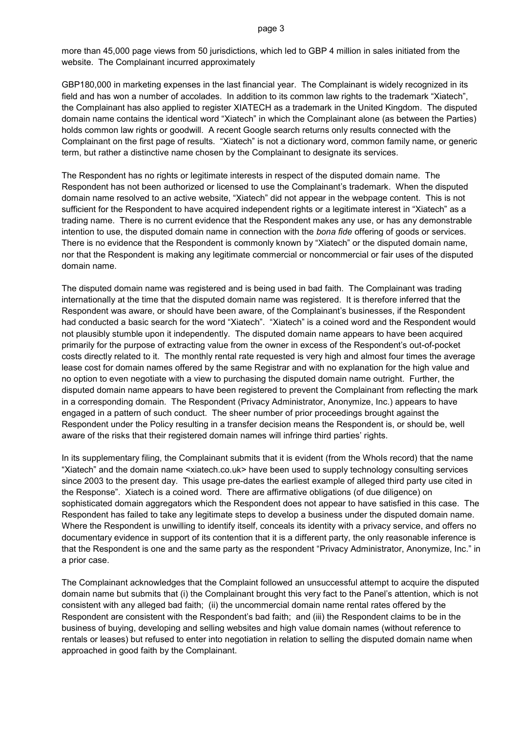more than 45,000 page views from 50 jurisdictions, which led to GBP 4 million in sales initiated from the website. The Complainant incurred approximately

GBP180,000 in marketing expenses in the last financial year. The Complainant is widely recognized in its field and has won a number of accolades. In addition to its common law rights to the trademark "Xiatech", the Complainant has also applied to register XIATECH as a trademark in the United Kingdom. The disputed domain name contains the identical word "Xiatech" in which the Complainant alone (as between the Parties) holds common law rights or goodwill. A recent Google search returns only results connected with the Complainant on the first page of results. "Xiatech" is not a dictionary word, common family name, or generic term, but rather a distinctive name chosen by the Complainant to designate its services.

The Respondent has no rights or legitimate interests in respect of the disputed domain name. The Respondent has not been authorized or licensed to use the Complainant's trademark. When the disputed domain name resolved to an active website, "Xiatech" did not appear in the webpage content. This is not sufficient for the Respondent to have acquired independent rights or a legitimate interest in "Xiatech" as a trading name. There is no current evidence that the Respondent makes any use, or has any demonstrable intention to use, the disputed domain name in connection with the *bona fide* offering of goods or services. There is no evidence that the Respondent is commonly known by "Xiatech" or the disputed domain name, nor that the Respondent is making any legitimate commercial or noncommercial or fair uses of the disputed domain name.

The disputed domain name was registered and is being used in bad faith. The Complainant was trading internationally at the time that the disputed domain name was registered. It is therefore inferred that the Respondent was aware, or should have been aware, of the Complainant's businesses, if the Respondent had conducted a basic search for the word "Xiatech". "Xiatech" is a coined word and the Respondent would not plausibly stumble upon it independently. The disputed domain name appears to have been acquired primarily for the purpose of extracting value from the owner in excess of the Respondent's out-of-pocket costs directly related to it. The monthly rental rate requested is very high and almost four times the average lease cost for domain names offered by the same Registrar and with no explanation for the high value and no option to even negotiate with a view to purchasing the disputed domain name outright. Further, the disputed domain name appears to have been registered to prevent the Complainant from reflecting the mark in a corresponding domain. The Respondent (Privacy Administrator, Anonymize, Inc.) appears to have engaged in a pattern of such conduct. The sheer number of prior proceedings brought against the Respondent under the Policy resulting in a transfer decision means the Respondent is, or should be, well aware of the risks that their registered domain names will infringe third parties' rights.

In its supplementary filing, the Complainant submits that it is evident (from the WhoIs record) that the name "Xiatech" and the domain name <xiatech.co.uk> have been used to supply technology consulting services since 2003 to the present day. This usage pre-dates the earliest example of alleged third party use cited in the Response". Xiatech is a coined word. There are affirmative obligations (of due diligence) on sophisticated domain aggregators which the Respondent does not appear to have satisfied in this case. The Respondent has failed to take any legitimate steps to develop a business under the disputed domain name. Where the Respondent is unwilling to identify itself, conceals its identity with a privacy service, and offers no documentary evidence in support of its contention that it is a different party, the only reasonable inference is that the Respondent is one and the same party as the respondent "Privacy Administrator, Anonymize, Inc." in a prior case.

The Complainant acknowledges that the Complaint followed an unsuccessful attempt to acquire the disputed domain name but submits that (i) the Complainant brought this very fact to the Panel's attention, which is not consistent with any alleged bad faith; (ii) the uncommercial domain name rental rates offered by the Respondent are consistent with the Respondent's bad faith; and (iii) the Respondent claims to be in the business of buying, developing and selling websites and high value domain names (without reference to rentals or leases) but refused to enter into negotiation in relation to selling the disputed domain name when approached in good faith by the Complainant.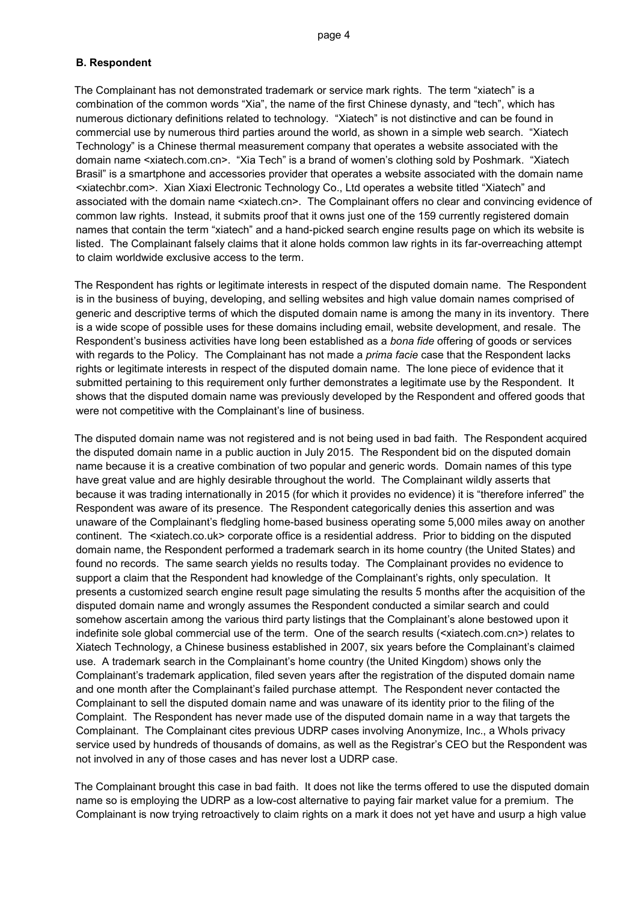**B. Respondent**

The Complainant has not demonstrated trademark or service mark rights. The term "xiatech" is a combination of the common words "Xia", the name of the first Chinese dynasty, and "tech", which has numerous dictionary definitions related to technology. "Xiatech" is not distinctive and can be found in commercial use by numerous third parties around the world, as shown in a simple web search. "Xiatech Technology" is a Chinese thermal measurement company that operates a website associated with the domain name <xiatech.com.cn>. "Xia Tech" is a brand of women's clothing sold by Poshmark. "Xiatech Brasil" is a smartphone and accessories provider that operates a website associated with the domain name <xiatechbr.com>. Xian Xiaxi Electronic Technology Co., Ltd operates a website titled "Xiatech" and associated with the domain name <xiatech.cn>. The Complainant offers no clear and convincing evidence of common law rights. Instead, it submits proof that it owns just one of the 159 currently registered domain names that contain the term "xiatech" and a hand-picked search engine results page on which its website is listed. The Complainant falsely claims that it alone holds common law rights in its far-overreaching attempt to claim worldwide exclusive access to the term.

The Respondent has rights or legitimate interests in respect of the disputed domain name. The Respondent is in the business of buying, developing, and selling websites and high value domain names comprised of generic and descriptive terms of which the disputed domain name is among the many in its inventory. There is a wide scope of possible uses for these domains including email, website development, and resale. The Respondent's business activities have long been established as a *bona fide* offering of goods or services with regards to the Policy. The Complainant has not made a *prima facie* case that the Respondent lacks rights or legitimate interests in respect of the disputed domain name. The lone piece of evidence that it submitted pertaining to this requirement only further demonstrates a legitimate use by the Respondent. It shows that the disputed domain name was previously developed by the Respondent and offered goods that were not competitive with the Complainant's line of business.

The disputed domain name was not registered and is not being used in bad faith. The Respondent acquired the disputed domain name in a public auction in July 2015. The Respondent bid on the disputed domain name because it is a creative combination of two popular and generic words. Domain names of this type have great value and are highly desirable throughout the world. The Complainant wildly asserts that because it was trading internationally in 2015 (for which it provides no evidence) it is "therefore inferred" the Respondent was aware of its presence. The Respondent categorically denies this assertion and was unaware of the Complainant's fledgling home-based business operating some 5,000 miles away on another continent. The <xiatech.co.uk> corporate office is a residential address. Prior to bidding on the disputed domain name, the Respondent performed a trademark search in its home country (the United States) and found no records. The same search yields no results today. The Complainant provides no evidence to support a claim that the Respondent had knowledge of the Complainant's rights, only speculation. It presents a customized search engine result page simulating the results 5 months after the acquisition of the disputed domain name and wrongly assumes the Respondent conducted a similar search and could somehow ascertain among the various third party listings that the Complainant's alone bestowed upon it indefinite sole global commercial use of the term. One of the search results (<xiatech.com.cn>) relates to Xiatech Technology, a Chinese business established in 2007, six years before the Complainant's claimed use. A trademark search in the Complainant's home country (the United Kingdom) shows only the Complainant's trademark application, filed seven years after the registration of the disputed domain name and one month after the Complainant's failed purchase attempt. The Respondent never contacted the Complainant to sell the disputed domain name and was unaware of its identity prior to the filing of the Complaint. The Respondent has never made use of the disputed domain name in a way that targets the Complainant. The Complainant cites previous UDRP cases involving Anonymize, Inc., a WhoIs privacy service used by hundreds of thousands of domains, as well as the Registrar's CEO but the Respondent was not involved in any of those cases and has never lost a UDRP case.

The Complainant brought this case in bad faith. It does not like the terms offered to use the disputed domain name so is employing the UDRP as a low-cost alternative to paying fair market value for a premium. The Complainant is now trying retroactively to claim rights on a mark it does not yet have and usurp a high value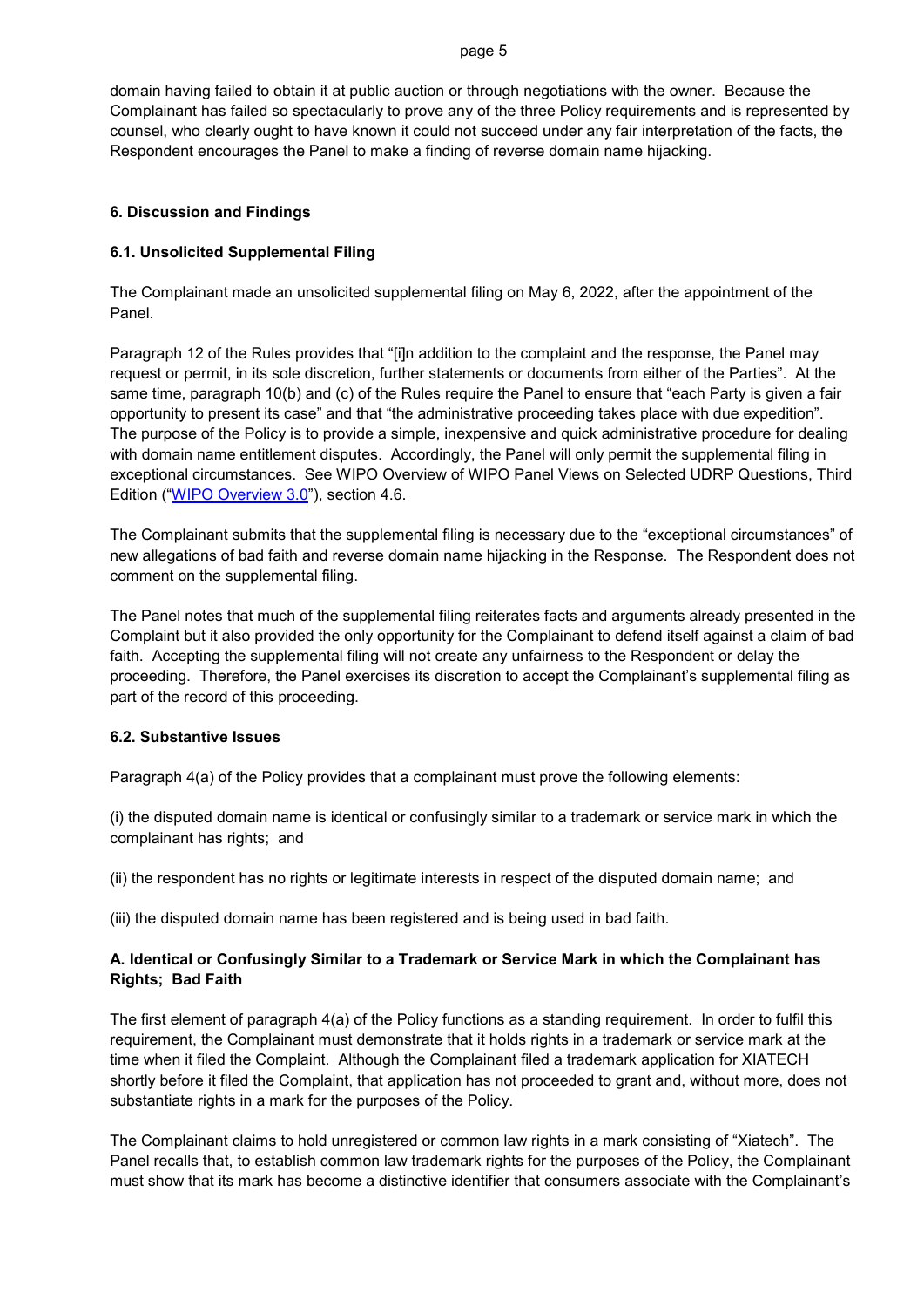domain having failed to obtain it at public auction or through negotiations with the owner. Because the Complainant has failed so spectacularly to prove any of the three Policy requirements and is represented by counsel, who clearly ought to have known it could not succeed under any fair interpretation of the facts, the Respondent encourages the Panel to make a finding of reverse domain name hijacking.

## 6. Discussion and Findings

### 6.1. Unsolicited Supplemental Filing

The Complainant made an unsolicited supplemental filing on May 6, 2022, after the appointment of the Panel.

Paragraph 12 of the Rules provides that "[i]n addition to the complaint and the response, the Panel may request or permit, in its sole discretion, further statements or documents from either of the Parties". At the same time, paragraph 10(b) and (c) of the Rules require the Panel to ensure that "each Party is given a fair opportunity to present its case" and that "the administrative proceeding takes place with due expedition". The purpose of the Policy is to provide a simple, inexpensive and quick administrative procedure for dealing with domain name entitlement disputes. Accordingly, the Panel will only permit the supplemental filing in exceptional circumstances. See WIPO Overview of WIPO Panel Views on Selected UDRP Questions, Third Edition ("WIPO Overview 3.0"), section 4.6.

The Complainant submits that the supplemental filing is necessary due to the "exceptional circumstances" of new allegations of bad faith and reverse domain name hijacking in the Response. The Respondent does not comment on the supplemental filing.

The Panel notes that much of the supplemental filing reiterates facts and arguments already presented in the Complaint but it also provided the only opportunity for the Complainant to defend itself against a claim of bad faith. Accepting the supplemental filing will not create any unfairness to the Respondent or delay the proceeding. Therefore, the Panel exercises its discretion to accept the Complainant's supplemental filing as part of the record of this proceeding.

### 6.2. Substantive Issues

Paragraph 4(a) of the Policy provides that a complainant must prove the following elements:

(i) the disputed domain name is identical or confusingly similar to a trademark or service mark in which the complainant has rights; and

(ii) the respondent has no rights or legitimate interests in respect of the disputed domain name; and

(iii) the disputed domain name has been registered and is being used in bad faith.

#### A. Identical or Confusingly Similar to a Trademark or Service Mark in which the Complainant has Rights; Bad Faith

The first element of paragraph 4(a) of the Policy functions as a standing requirement. In order to fulfil this requirement, the Complainant must demonstrate that it holds rights in a trademark or service mark at the time when it filed the Complaint. Although the Complainant filed a trademark application for XIATECH shortly before it filed the Complaint, that application has not proceeded to grant and, without more, does not substantiate rights in a mark for the purposes of the Policy.

The Complainant claims to hold unregistered or common law rights in a mark consisting of "Xiatech". The Panel recalls that, to establish common law trademark rights for the purposes of the Policy, the Complainant must show that its mark has become a distinctive identifier that consumers associate with the Complainant's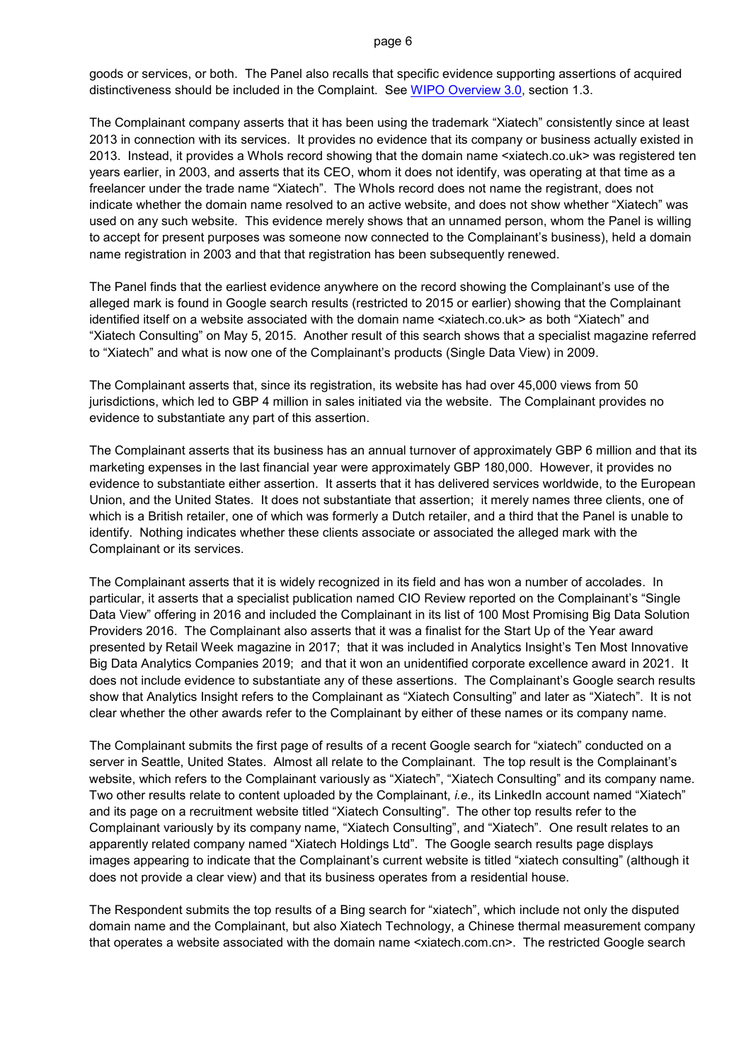goods or services, or both. The Panel also recalls that specific evidence supporting assertions of acquired distinctiveness should be included in the Complaint. See WIPO Overview 3.0, section 1.3.

The Complainant company asserts that it has been using the trademark "Xiatech" consistently since at least 2013 in connection with its services. It provides no evidence that its company or business actually existed in 2013. Instead, it provides a WhoIs record showing that the domain name <xiatech.co.uk> was registered ten years earlier, in 2003, and asserts that its CEO, whom it does not identify, was operating at that time as a freelancer under the trade name "Xiatech". The WhoIs record does not name the registrant, does not indicate whether the domain name resolved to an active website, and does not show whether "Xiatech" was used on any such website. This evidence merely shows that an unnamed person, whom the Panel is willing to accept for present purposes was someone now connected to the Complainant's business), held a domain name registration in 2003 and that that registration has been subsequently renewed.

The Panel finds that the earliest evidence anywhere on the record showing the Complainant's use of the alleged mark is found in Google search results (restricted to 2015 or earlier) showing that the Complainant identified itself on a website associated with the domain name <xiatech.co.uk> as both "Xiatech" and "Xiatech Consulting" on May 5, 2015. Another result of this search shows that a specialist magazine referred to "Xiatech" and what is now one of the Complainant's products (Single Data View) in 2009.

The Complainant asserts that, since its registration, its website has had over 45,000 views from 50 jurisdictions, which led to GBP 4 million in sales initiated via the website. The Complainant provides no evidence to substantiate any part of this assertion.

The Complainant asserts that its business has an annual turnover of approximately GBP 6 million and that its marketing expenses in the last financial year were approximately GBP 180,000. However, it provides no evidence to substantiate either assertion. It asserts that it has delivered services worldwide, to the European Union, and the United States. It does not substantiate that assertion; it merely names three clients, one of which is a British retailer, one of which was formerly a Dutch retailer, and a third that the Panel is unable to identify. Nothing indicates whether these clients associate or associated the alleged mark with the Complainant or its services.

The Complainant asserts that it is widely recognized in its field and has won a number of accolades. In particular, it asserts that a specialist publication named CIO Review reported on the Complainant's "Single Data View" offering in 2016 and included the Complainant in its list of 100 Most Promising Big Data Solution Providers 2016. The Complainant also asserts that it was a finalist for the Start Up of the Year award presented by Retail Week magazine in 2017; that it was included in Analytics Insight's Ten Most Innovative Big Data Analytics Companies 2019; and that it won an unidentified corporate excellence award in 2021. It does not include evidence to substantiate any of these assertions. The Complainant's Google search results show that Analytics Insight refers to the Complainant as "Xiatech Consulting" and later as "Xiatech". It is not clear whether the other awards refer to the Complainant by either of these names or its company name.

The Complainant submits the first page of results of a recent Google search for "xiatech" conducted on a server in Seattle, United States. Almost all relate to the Complainant. The top result is the Complainant's website, which refers to the Complainant variously as "Xiatech", "Xiatech Consulting" and its company name. Two other results relate to content uploaded by the Complainant, *i.e.,* its LinkedIn account named "Xiatech" and its page on a recruitment website titled "Xiatech Consulting". The other top results refer to the Complainant variously by its company name, "Xiatech Consulting", and "Xiatech". One result relates to an apparently related company named "Xiatech Holdings Ltd". The Google search results page displays images appearing to indicate that the Complainant's current website is titled "xiatech consulting" (although it does not provide a clear view) and that its business operates from a residential house.

The Respondent submits the top results of a Bing search for "xiatech", which include not only the disputed domain name and the Complainant, but also Xiatech Technology, a Chinese thermal measurement company that operates a website associated with the domain name <xiatech.com.cn>. The restricted Google search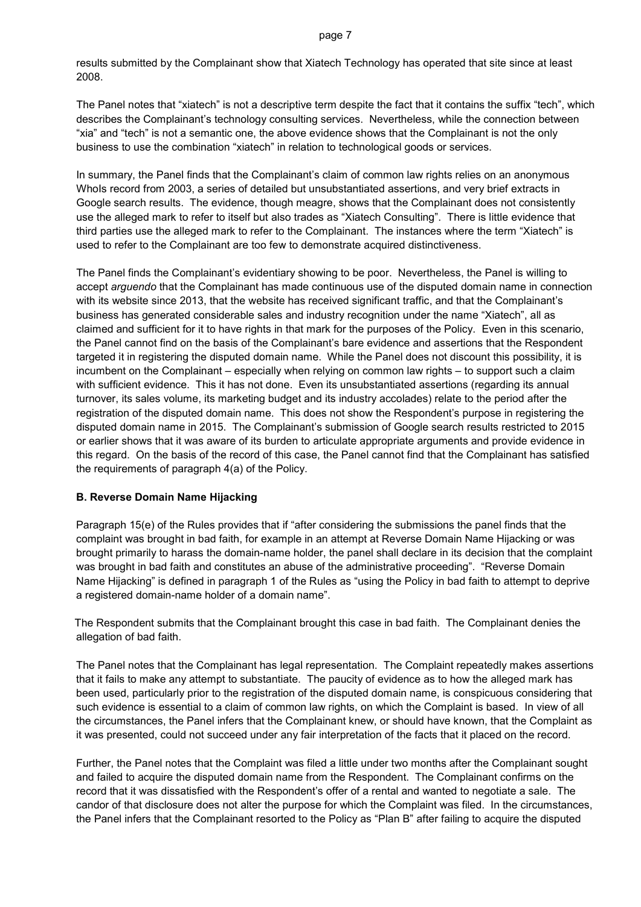results submitted by the Complainant show that Xiatech Technology has operated that site since at least 2008.

The Panel notes that "xiatech" is not a descriptive term despite the fact that it contains the suffix "tech", which describes the Complainant's technology consulting services. Nevertheless, while the connection between "xia" and "tech" is not a semantic one, the above evidence shows that the Complainant is not the only business to use the combination "xiatech" in relation to technological goods or services.

In summary, the Panel finds that the Complainant's claim of common law rights relies on an anonymous WhoIs record from 2003, a series of detailed but unsubstantiated assertions, and very brief extracts in Google search results. The evidence, though meagre, shows that the Complainant does not consistently use the alleged mark to refer to itself but also trades as "Xiatech Consulting". There is little evidence that third parties use the alleged mark to refer to the Complainant. The instances where the term "Xiatech" is used to refer to the Complainant are too few to demonstrate acquired distinctiveness.

The Panel finds the Complainant's evidentiary showing to be poor. Nevertheless, the Panel is willing to accept *arguendo* that the Complainant has made continuous use of the disputed domain name in connection with its website since 2013, that the website has received significant traffic, and that the Complainant's business has generated considerable sales and industry recognition under the name "Xiatech", all as claimed and sufficient for it to have rights in that mark for the purposes of the Policy. Even in this scenario, the Panel cannot find on the basis of the Complainant's bare evidence and assertions that the Respondent targeted it in registering the disputed domain name. While the Panel does not discount this possibility, it is incumbent on the Complainant – especially when relying on common law rights – to support such a claim with sufficient evidence. This it has not done. Even its unsubstantiated assertions (regarding its annual turnover, its sales volume, its marketing budget and its industry accolades) relate to the period after the registration of the disputed domain name. This does not show the Respondent's purpose in registering the disputed domain name in 2015. The Complainant's submission of Google search results restricted to 2015 or earlier shows that it was aware of its burden to articulate appropriate arguments and provide evidence in this regard. On the basis of the record of this case, the Panel cannot find that the Complainant has satisfied the requirements of paragraph 4(a) of the Policy.

## B. Reverse Domain Name Hijacking

Paragraph 15(e) of the Rules provides that if "after considering the submissions the panel finds that the complaint was brought in bad faith, for example in an attempt at Reverse Domain Name Hijacking or was brought primarily to harass the domain-name holder, the panel shall declare in its decision that the complaint was brought in bad faith and constitutes an abuse of the administrative proceeding". "Reverse Domain Name Hijacking" is defined in paragraph 1 of the Rules as "using the Policy in bad faith to attempt to deprive a registered domain-name holder of a domain name".

The Respondent submits that the Complainant brought this case in bad faith. The Complainant denies the allegation of bad faith.

The Panel notes that the Complainant has legal representation. The Complaint repeatedly makes assertions that it fails to make any attempt to substantiate. The paucity of evidence as to how the alleged mark has been used, particularly prior to the registration of the disputed domain name, is conspicuous considering that such evidence is essential to a claim of common law rights, on which the Complaint is based. In view of all the circumstances, the Panel infers that the Complainant knew, or should have known, that the Complaint as it was presented, could not succeed under any fair interpretation of the facts that it placed on the record.

Further, the Panel notes that the Complaint was filed a little under two months after the Complainant sought and failed to acquire the disputed domain name from the Respondent. The Complainant confirms on the record that it was dissatisfied with the Respondent's offer of a rental and wanted to negotiate a sale. The candor of that disclosure does not alter the purpose for which the Complaint was filed. In the circumstances, the Panel infers that the Complainant resorted to the Policy as "Plan B" after failing to acquire the disputed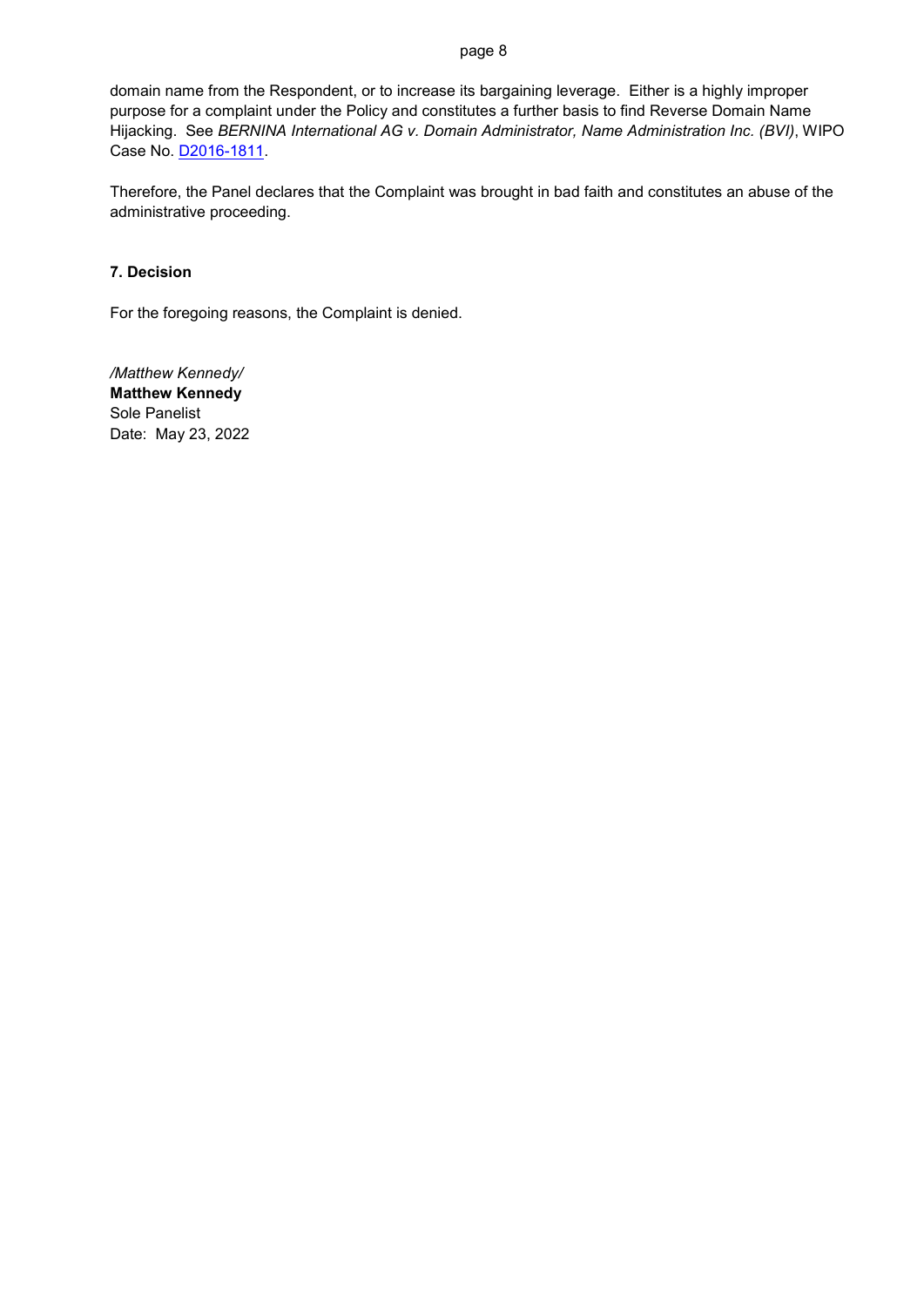domain name from the Respondent, or to increase its bargaining leverage. Either is a highly improper purpose for a complaint under the Policy and constitutes a further basis to find Reverse Domain Name Hijacking. See *BERNINA International AG v. Domain Administrator, Name Administration Inc. (BVI)*, WIPO Case No. D2016-1811.

Therefore, the Panel declares that the Complaint was brought in bad faith and constitutes an abuse of the administrative proceeding.

**7. Decision**

For the foregoing reasons, the Complaint is denied.

*/Matthew Kennedy/*
**Matthew Kennedy**
Sole Panelist
Date: May 23, 2022